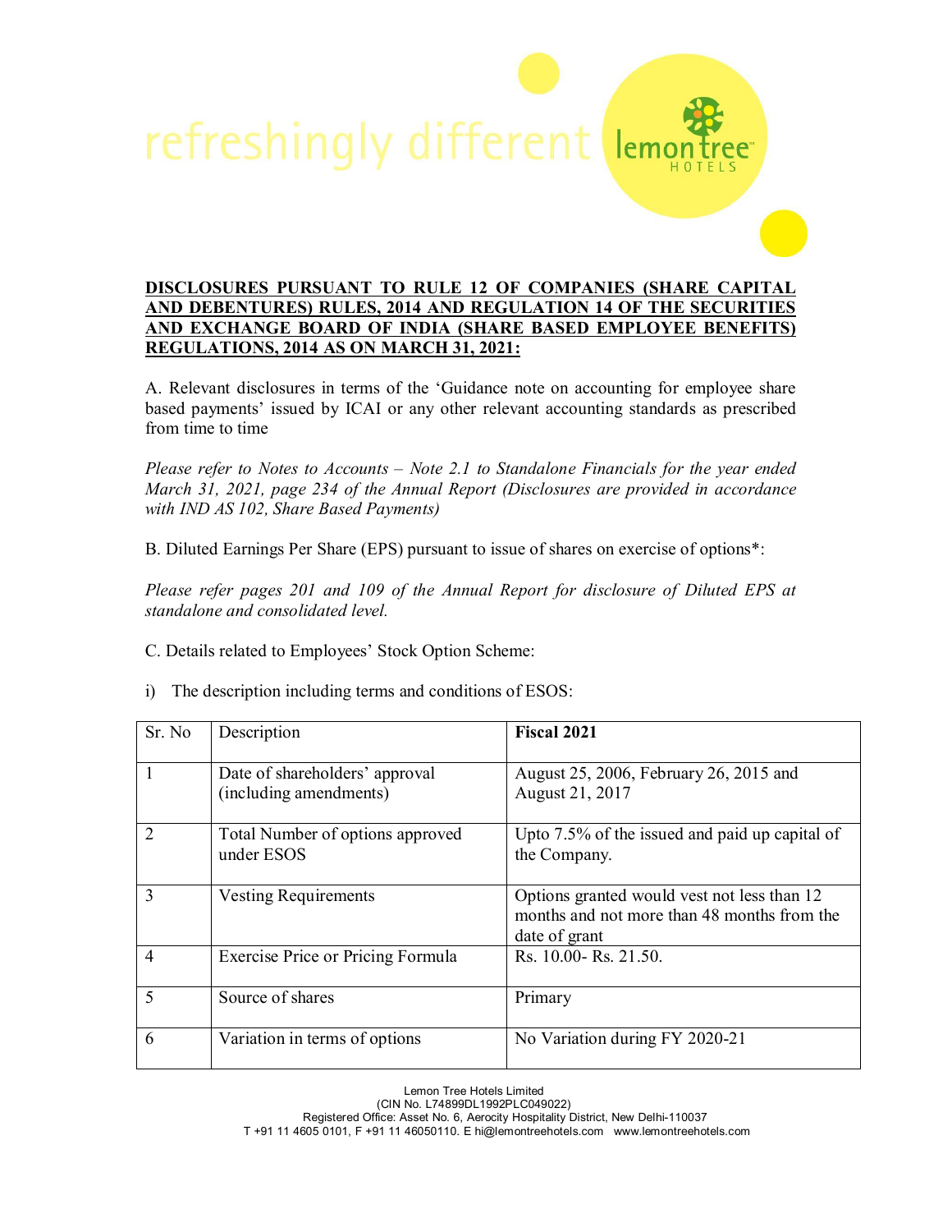## DISCLOSURES PURSUANT TO RULE 12 OF COMPANIES (SHARE CAPITAL AND DEBENTURES) RULES, 2014 AND REGULATION 14 OF THE SECURITIES AND EXCHANGE BOARD OF INDIA (SHARE BASED EMPLOYEE BENEFITS) REGULATIONS, 2014 AS ON MARCH 31, 2021:

A. Relevant disclosures in terms of the 'Guidance note on accounting for employee share based payments' issued by ICAI or any other relevant accounting standards as prescribed from time to time

*Please refer to Notes to Accounts – Note 2.1 to Standalone Financials for the year ended March 31, 2021, page 234 of the Annual Report (Disclosures are provided in accordance with IND AS 102, Share Based Payments)*

B. Diluted Earnings Per Share (EPS) pursuant to issue of shares on exercise of options*:

*Please refer pages 201 and 109 of the Annual Report for disclosure of Diluted EPS at standalone and consolidated level.*

C. Details related to Employees' Stock Option Scheme:

i) The description including terms and conditions of ESOS:

| Sr. No | Description | **Fiscal 2021** |
|---|---|---|
| 1 | Date of shareholders' approval (including amendments) | August 25, 2006, February 26, 2015 and August 21, 2017 |
| 2 | Total Number of options approved under ESOS | Upto 7.5% of the issued and paid up capital of the Company. |
| 3 | Vesting Requirements | Options granted would vest not less than 12 months and not more than 48 months from the date of grant |
| 4 | Exercise Price or Pricing Formula | Rs. 10.00- Rs. 21.50. |
| 5 | Source of shares | Primary |
| 6 | Variation in terms of options | No Variation during FY 2020-21 |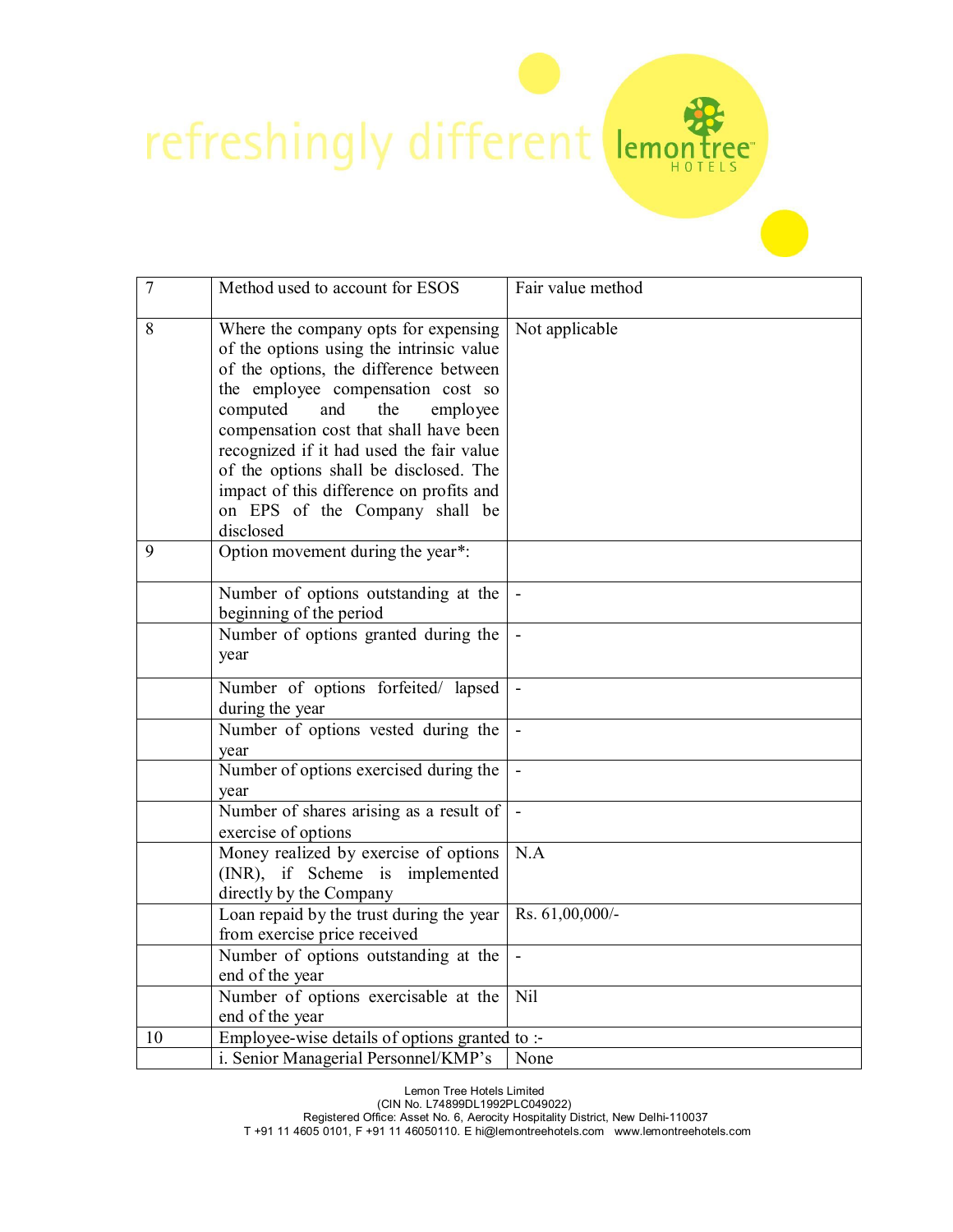| 7 | Method used to account for ESOS | Fair value method |
|---|---|---|
| 8 | Where the company opts for expensing of the options using the intrinsic value of the options, the difference between the employee compensation cost so computed and the employee compensation cost that shall have been recognized if it had used the fair value of the options shall be disclosed. The impact of this difference on profits and on EPS of the Company shall be disclosed | Not applicable |
| 9 | Option movement during the year*: | |
| | Number of options outstanding at the beginning of the period | - |
| | Number of options granted during the year | - |
| | Number of options forfeited/ lapsed during the year | - |
| | Number of options vested during the year | - |
| | Number of options exercised during the year | - |
| | Number of shares arising as a result of exercise of options | - |
| | Money realized by exercise of options (INR), if Scheme is implemented directly by the Company | N.A |
| | Loan repaid by the trust during the year from exercise price received | Rs. 61,00,000/- |
| | Number of options outstanding at the end of the year | - |
| | Number of options exercisable at the end of the year | Nil |
| 10 | Employee-wise details of options granted to :- | |
| | i. Senior Managerial Personnel/KMP's | None |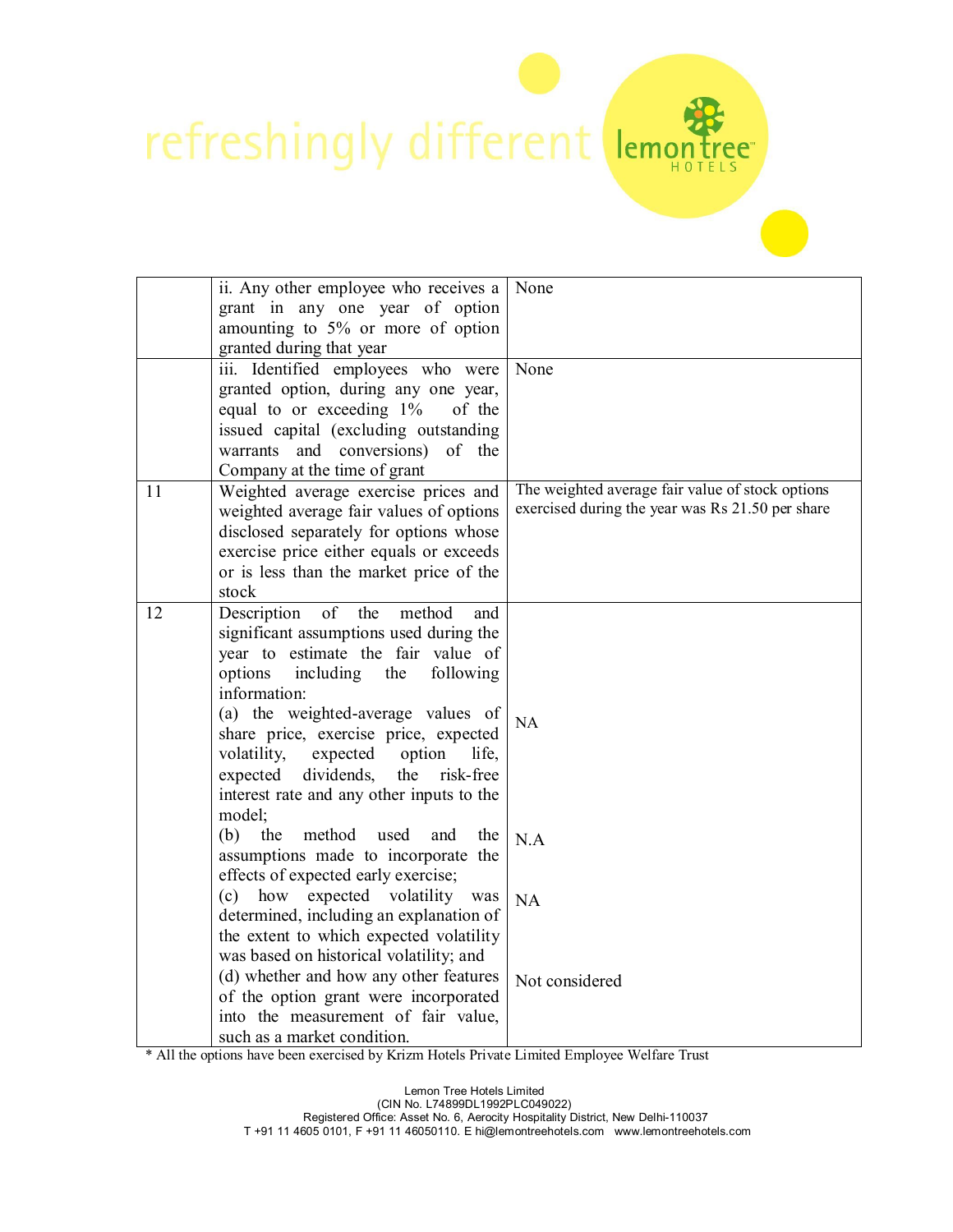| | | |
|---|---|---|
| | ii. Any other employee who receives a grant in any one year of option amounting to 5% or more of option granted during that year | None |
| | iii. Identified employees who were granted option, during any one year, equal to or exceeding 1% of the issued capital (excluding outstanding warrants and conversions) of the Company at the time of grant | None |
| 11 | Weighted average exercise prices and weighted average fair values of options disclosed separately for options whose exercise price either equals or exceeds or is less than the market price of the stock | The weighted average fair value of stock options exercised during the year was Rs 21.50 per share |
| 12 | Description of the method and significant assumptions used during the year to estimate the fair value of options including the following information: | |
| | (a) the weighted-average values of share price, exercise price, expected volatility, expected option life, expected dividends, the risk-free interest rate and any other inputs to the model; | NA |
| | (b) the method used and the assumptions made to incorporate the effects of expected early exercise; | N.A |
| | (c) how expected volatility was determined, including an explanation of the extent to which expected volatility was based on historical volatility; and | NA |
| | (d) whether and how any other features of the option grant were incorporated into the measurement of fair value, such as a market condition. | Not considered |

* All the options have been exercised by Krizm Hotels Private Limited Employee Welfare Trust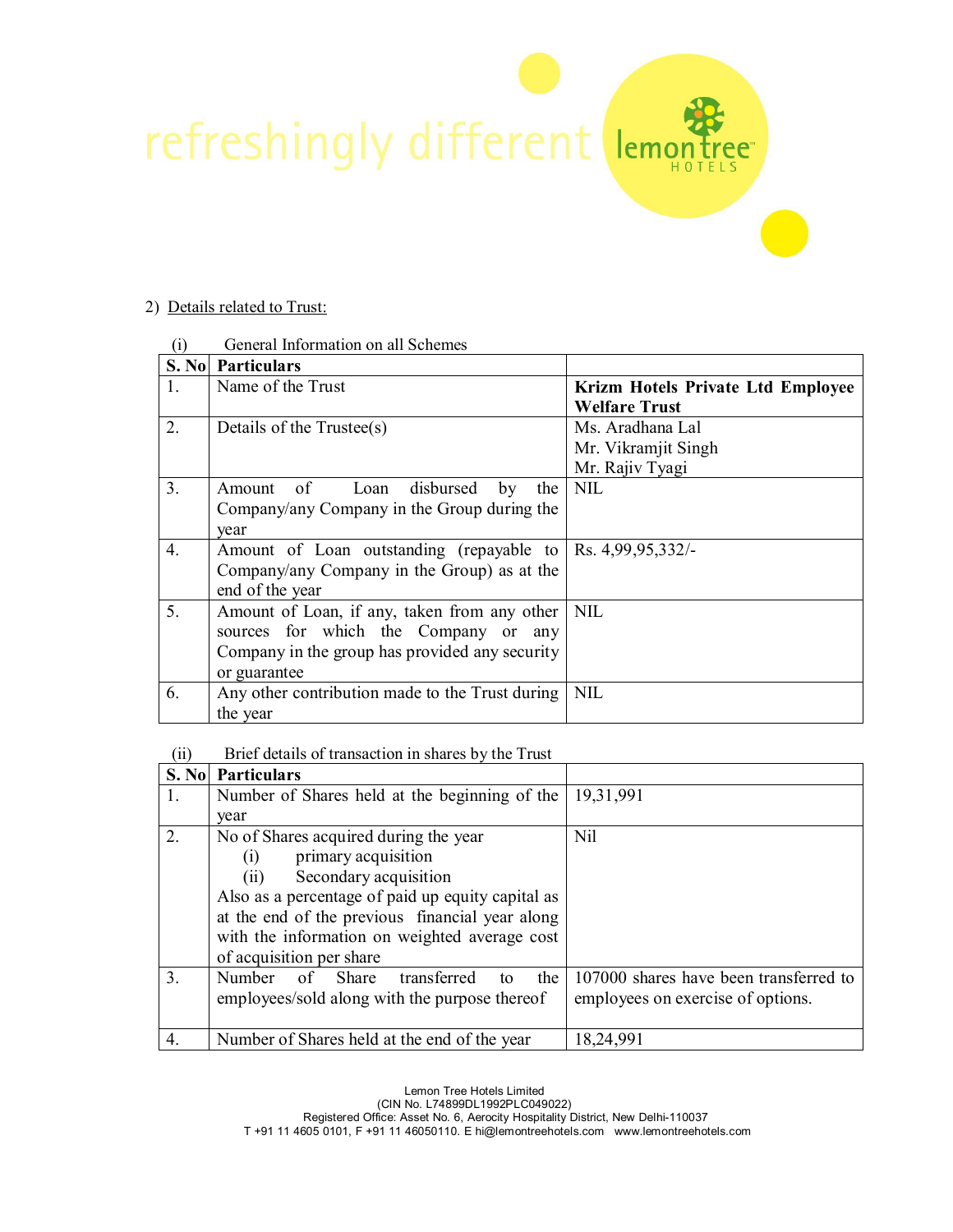2) Details related to Trust:

(i) General Information on all Schemes

| S. No | Particulars | |
|---|---|---|
| 1. | Name of the Trust | **Krizm Hotels Private Ltd Employee Welfare Trust** |
| 2. | Details of the Trustee(s) | Ms. Aradhana Lal<br>Mr. Vikramjit Singh<br>Mr. Rajiv Tyagi |
| 3. | Amount of Loan disbursed by the Company/any Company in the Group during the year | NIL |
| 4. | Amount of Loan outstanding (repayable to Company/any Company in the Group) as at the end of the year | Rs. 4,99,95,332/- |
| 5. | Amount of Loan, if any, taken from any other sources for which the Company or any Company in the group has provided any security or guarantee | NIL |
| 6. | Any other contribution made to the Trust during the year | NIL |

(ii) Brief details of transaction in shares by the Trust

| S. No | Particulars | |
|---|---|---|
| 1. | Number of Shares held at the beginning of the year | 19,31,991 |
| 2. | No of Shares acquired during the year<br>(i) primary acquisition<br>(ii) Secondary acquisition<br>Also as a percentage of paid up equity capital as at the end of the previous financial year along with the information on weighted average cost of acquisition per share | Nil |
| 3. | Number of Share transferred to the employees/sold along with the purpose thereof | 107000 shares have been transferred to employees on exercise of options. |
| 4. | Number of Shares held at the end of the year | 18,24,991 |